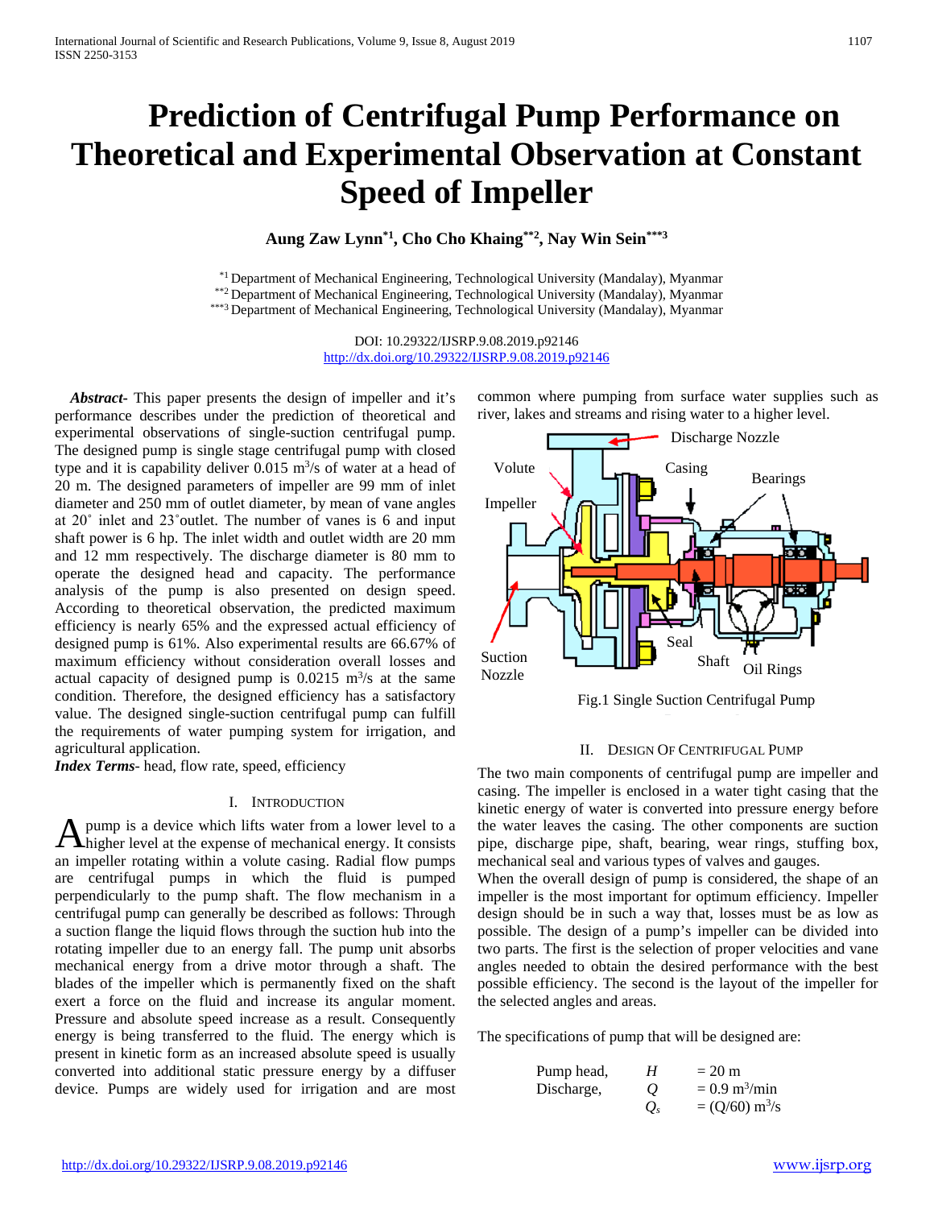# Prediction of Centrifugal Pump Performance on Theoretical and Experimental Observation at Constant Speed of Impeller

**Aung Zaw Lynn[*1], Cho Cho Khaing[**2], Nay Win Sein[***3]**

[*1] Department of Mechanical Engineering, Technological University (Mandalay), Myanmar
[**2] Department of Mechanical Engineering, Technological University (Mandalay), Myanmar
[***3] Department of Mechanical Engineering, Technological University (Mandalay), Myanmar

DOI: 10.29322/IJSRP.9.08.2019.p92146
http://dx.doi.org/10.29322/IJSRP.9.08.2019.p92146

***Abstract-*** This paper presents the design of impeller and it's performance describes under the prediction of theoretical and experimental observations of single-suction centrifugal pump. The designed pump is single stage centrifugal pump with closed type and it is capability deliver 0.015 $m^3/s$ of water at a head of 20 m. The designed parameters of impeller are 99 mm of inlet diameter and 250 mm of outlet diameter, by mean of vane angles at 20˚ inlet and 23˚outlet. The number of vanes is 6 and input shaft power is 6 hp. The inlet width and outlet width are 20 mm and 12 mm respectively. The discharge diameter is 80 mm to operate the designed head and capacity. The performance analysis of the pump is also presented on design speed. According to theoretical observation, the predicted maximum efficiency is nearly 65% and the expressed actual efficiency of designed pump is 61%. Also experimental results are 66.67% of maximum efficiency without consideration overall losses and actual capacity of designed pump is 0.0215 $m^3/s$ at the same condition. Therefore, the designed efficiency has a satisfactory value. The designed single-suction centrifugal pump can fulfill the requirements of water pumping system for irrigation, and agricultural application.

***Index Terms-*** head, flow rate, speed, efficiency

## I. Introduction

A pump is a device which lifts water from a lower level to a higher level at the expense of mechanical energy. It consists an impeller rotating within a volute casing. Radial flow pumps are centrifugal pumps in which the fluid is pumped perpendicularly to the pump shaft. The flow mechanism in a centrifugal pump can generally be described as follows: Through a suction flange the liquid flows through the suction hub into the rotating impeller due to an energy fall. The pump unit absorbs mechanical energy from a drive motor through a shaft. The blades of the impeller which is permanently fixed on the shaft exert a force on the fluid and increase its angular moment. Pressure and absolute speed increase as a result. Consequently energy is being transferred to the fluid. The energy which is present in kinetic form as an increased absolute speed is usually converted into additional static pressure energy by a diffuser device. Pumps are widely used for irrigation and are most common where pumping from surface water supplies such as river, lakes and streams and rising water to a higher level.

Fig.1 Single Suction Centrifugal Pump

## II. Design Of Centrifugal Pump

The two main components of centrifugal pump are impeller and casing. The impeller is enclosed in a water tight casing that the kinetic energy of water is converted into pressure energy before the water leaves the casing. The other components are suction pipe, discharge pipe, shaft, bearing, wear rings, stuffing box, mechanical seal and various types of valves and gauges.

When the overall design of pump is considered, the shape of an impeller is the most important for optimum efficiency. Impeller design should be in such a way that, losses must be as low as possible. The design of a pump's impeller can be divided into two parts. The first is the selection of proper velocities and vane angles needed to obtain the desired performance with the best possible efficiency. The second is the layout of the impeller for the selected angles and areas.

The specifications of pump that will be designed are:

| | | |
|---|---|---|
| Pump head, | $H$ | = 20 m |
| Discharge, | $Q$ | = 0.9 $m^3$/min |
| | $Q_s$ | = (Q/60) $m^3$/s |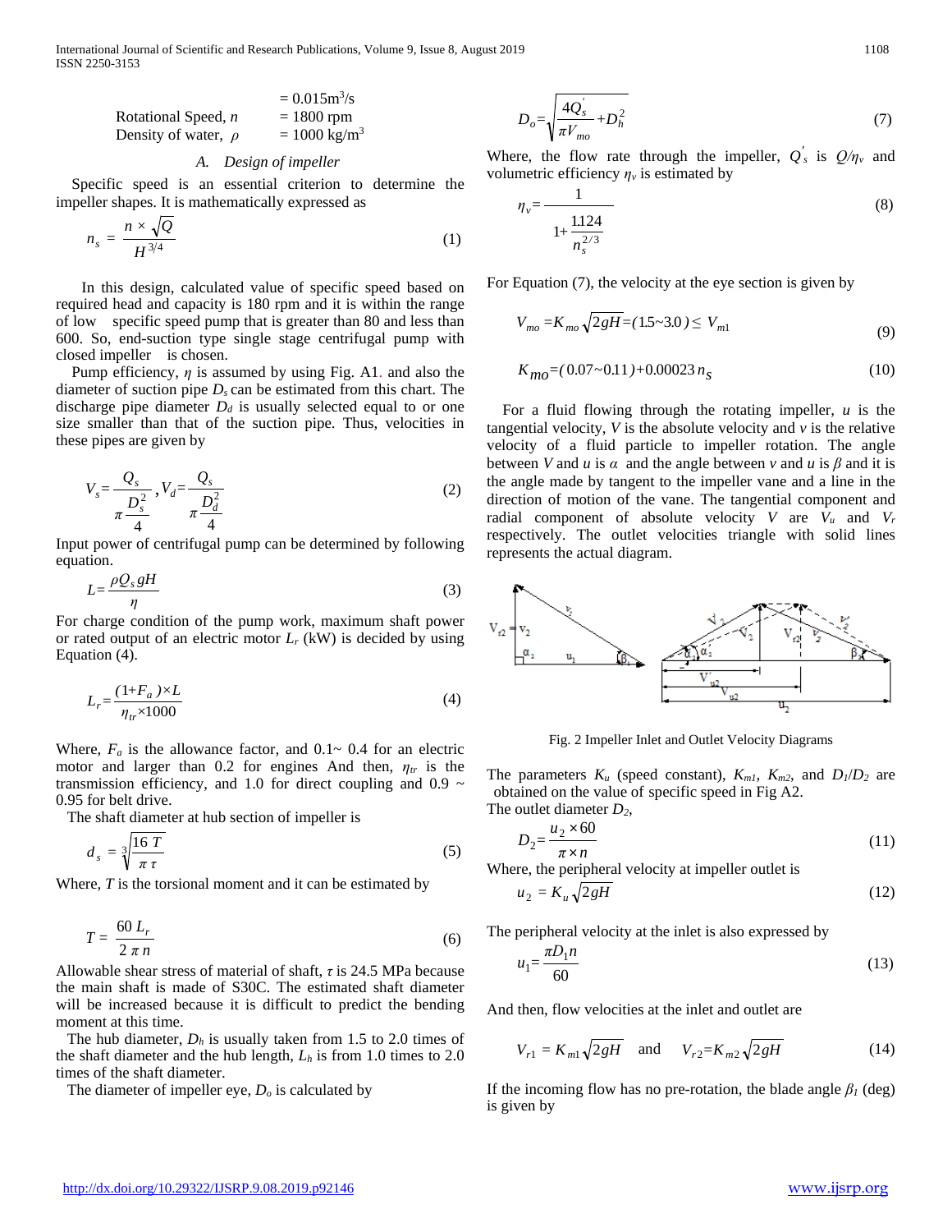| | |
|---|---|
| | $= 0.015 m^3/s$ |
| Rotational Speed, $n$ | = 1800 rpm |
| Density of water, $\rho$ | $= 1000 kg/m^3$ |

### A. Design of impeller

Specific speed is an essential criterion to determine the impeller shapes. It is mathematically expressed as

$$n_s = \frac{n \times \sqrt{Q}}{H^{3/4}} \tag{1}$$

In this design, calculated value of specific speed based on required head and capacity is 180 rpm and it is within the range of low specific speed pump that is greater than 80 and less than 600. So, end-suction type single stage centrifugal pump with closed impeller is chosen.

Pump efficiency, $\eta$ is assumed by using Fig. A1. and also the diameter of suction pipe $D_s$ can be estimated from this chart. The discharge pipe diameter $D_d$ is usually selected equal to or one size smaller than that of the suction pipe. Thus, velocities in these pipes are given by

$$V_s = \frac{Q_s}{\pi \frac{D_s^2}{4}}, V_d = \frac{Q_s}{\pi \frac{D_d^2}{4}} \tag{2}$$

Input power of centrifugal pump can be determined by following equation.

$$L = \frac{\rho Q_s g H}{\eta} \tag{3}$$

For charge condition of the pump work, maximum shaft power or rated output of an electric motor $L_r$ (kW) is decided by using Equation (4).

$$L_r = \frac{(1+F_a) \times L}{\eta_{tr} \times 1000} \tag{4}$$

Where, $F_a$ is the allowance factor, and 0.1~ 0.4 for an electric motor and larger than 0.2 for engines And then, $\eta_{tr}$ is the transmission efficiency, and 1.0 for direct coupling and 0.9 ~ 0.95 for belt drive.

The shaft diameter at hub section of impeller is

$$d_s = \sqrt[3]{\frac{16\,T}{\pi\,\tau}} \tag{5}$$

Where, $T$ is the torsional moment and it can be estimated by

$$T = \frac{60\,L_r}{2\,\pi\,n} \tag{6}$$

Allowable shear stress of material of shaft, $\tau$ is 24.5 MPa because the main shaft is made of S30C. The estimated shaft diameter will be increased because it is difficult to predict the bending moment at this time.

The hub diameter, $D_h$ is usually taken from 1.5 to 2.0 times of the shaft diameter and the hub length, $L_h$ is from 1.0 times to 2.0 times of the shaft diameter.

The diameter of impeller eye, $D_o$ is calculated by

$$D_o = \sqrt{\frac{4Q_s'}{\pi V_{mo}} + D_h^2} \tag{7}$$

Where, the flow rate through the impeller, $Q_s'$ is $Q/\eta_v$ and volumetric efficiency $\eta_v$ is estimated by

$$\eta_v = \frac{1}{1 + \frac{1.124}{n_s^{2/3}}} \tag{8}$$

For Equation (7), the velocity at the eye section is given by

$$V_{mo} = K_{mo}\sqrt{2gH} = (1.5 \sim 3.0) \leq V_{m1} \tag{9}$$

$$K_{mo} = (0.07 \sim 0.11) + 0.00023\,n_s \tag{10}$$

For a fluid flowing through the rotating impeller, $u$ is the tangential velocity, $V$ is the absolute velocity and $v$ is the relative velocity of a fluid particle to impeller rotation. The angle between $V$ and $u$ is $\alpha$ and the angle between $v$ and $u$ is $\beta$ and it is the angle made by tangent to the impeller vane and a line in the direction of motion of the vane. The tangential component and radial component of absolute velocity $V$ are $V_u$ and $V_r$ respectively. The outlet velocities triangle with solid lines represents the actual diagram.

Fig. 2 Impeller Inlet and Outlet Velocity Diagrams

The parameters $K_u$ (speed constant), $K_{m1}$, $K_{m2}$, and $D_1/D_2$ are obtained on the value of specific speed in Fig A2.

The outlet diameter $D_2$,

$$D_2 = \frac{u_2 \times 60}{\pi \times n} \tag{11}$$

Where, the peripheral velocity at impeller outlet is

$$u_2 = K_u\sqrt{2gH} \tag{12}$$

The peripheral velocity at the inlet is also expressed by

$$u_1 = \frac{\pi D_1 n}{60} \tag{13}$$

And then, flow velocities at the inlet and outlet are

$$V_{r1} = K_{m1}\sqrt{2gH} \quad \text{and} \quad V_{r2} = K_{m2}\sqrt{2gH} \tag{14}$$

If the incoming flow has no pre-rotation, the blade angle $\beta_1$ (deg) is given by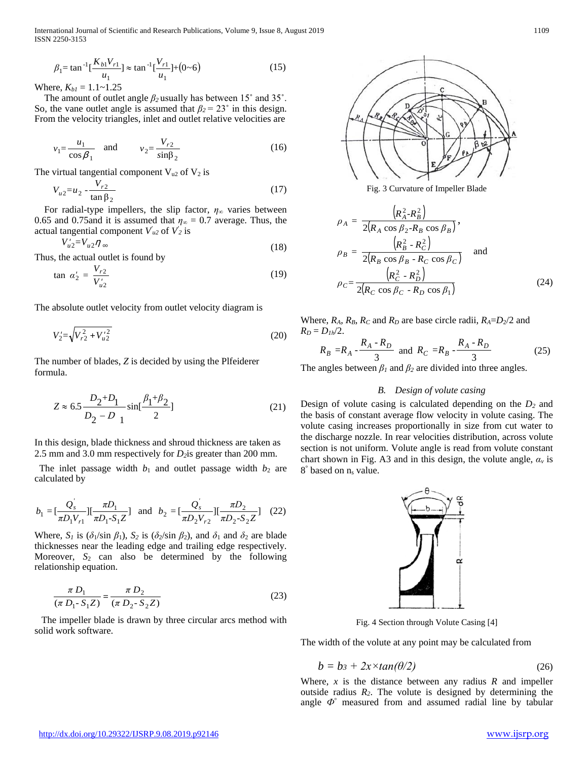$$\beta_1 = \tan^{-1}[\frac{K_{b1}V_{r1}}{u_1}] \approx \tan^{-1}[\frac{V_{r1}}{u_1}] + (0 \sim 6) \tag{15}$$

Where, $K_{b1}$ = 1.1~1.25

The amount of outlet angle $\beta_2$ usually has between 15˚ and 35˚. So, the vane outlet angle is assumed that $\beta_2$ = 23˚ in this design. From the velocity triangles, inlet and outlet relative velocities are

$$v_1 = \frac{u_1}{\cos\beta_1} \quad \text{and} \quad v_2 = \frac{V_{r2}}{\sin\beta_2} \tag{16}$$

The virtual tangential component $V_{u2}$ of $V_2$ is

$$V_{u2} = u_2 - \frac{V_{r2}}{\tan\beta_2} \tag{17}$$

For radial-type impellers, the slip factor, $\eta_\infty$ varies between 0.65 and 0.75and it is assumed that $\eta_\infty$ = 0.7 average. Thus, the actual tangential component $V'_{u2}$ of $V'_2$ is

$$V'_{u2} = V_{u2}\eta_\infty \tag{18}$$

Thus, the actual outlet is found by

$$\tan\ \alpha'_2 = \frac{V_{r2}}{V'_{u2}} \tag{19}$$

The absolute outlet velocity from outlet velocity diagram is

$$V'_2 = \sqrt{V_{r2}^2 + V'^2_{u2}} \tag{20}$$

The number of blades, $Z$ is decided by using the Plfeiderer formula.

$$Z \approx 6.5\frac{D_2+D_1}{D_2-D_1}\sin[\frac{\beta_1+\beta_2}{2}] \tag{21}$$

In this design, blade thickness and shroud thickness are taken as 2.5 mm and 3.0 mm respectively for $D_2$is greater than 200 mm.

The inlet passage width $b_1$ and outlet passage width $b_2$ are calculated by

$$b_1 = [\frac{Q'_s}{\pi D_1 V_{r1}}][\frac{\pi D_1}{\pi D_1 - S_1 Z}] \quad \text{and} \quad b_2 = [\frac{Q'_s}{\pi D_2 V_{r2}}][\frac{\pi D_2}{\pi D_2 - S_2 Z}] \tag{22}$$

Where, $S_1$ is ($\delta_1/\sin\beta_1$), $S_2$ is ($\delta_2/\sin\beta_2$), and $\delta_1$ and $\delta_2$ are blade thicknesses near the leading edge and trailing edge respectively. Moreover, $S_2$ can also be determined by the following relationship equation.

$$\frac{\pi D_1}{(\pi D_1 - S_1 Z)} = \frac{\pi D_2}{(\pi D_2 - S_2 Z)} \tag{23}$$

The impeller blade is drawn by three circular arcs method with solid work software.

Fig. 3 Curvature of Impeller Blade

$$\rho_A = \frac{(R_A^2 - R_B^2)}{2(R_A\cos\beta_2 - R_B\cos\beta_B)},$$

$$\rho_B = \frac{(R_B^2 - R_C^2)}{2(R_B\cos\beta_B - R_C\cos\beta_C)} \quad \text{and}$$

$$\rho_C = \frac{(R_C^2 - R_D^2)}{2(R_C\cos\beta_C - R_D\cos\beta_1)} \tag{24}$$

Where, $R_A$, $R_B$, $R_C$ and $R_D$ are base circle radii, $R_A$=$D_2$/2 and $R_D$ = $D_{1h}$/2.

$$R_B = R_A - \frac{R_A - R_D}{3} \quad \text{and} \quad R_C = R_B - \frac{R_A - R_D}{3} \tag{25}$$

The angles between $\beta_1$ and $\beta_2$ are divided into three angles.

### *B. Design of volute casing*

Design of volute casing is calculated depending on the $D_2$ and the basis of constant average flow velocity in volute casing. The volute casing increases proportionally in size from cut water to the discharge nozzle. In rear velocities distribution, across volute section is not uniform. Volute angle is read from volute constant chart shown in Fig. A3 and in this design, the volute angle, $\alpha_v$ is 8˚ based on $n_s$ value.

Fig. 4 Section through Volute Casing [4]

The width of the volute at any point may be calculated from

$$b = b_3 + 2x \times \tan(\theta/2) \tag{26}$$

Where, $x$ is the distance between any radius $R$ and impeller outside radius $R_2$. The volute is designed by determining the angle $\Phi$˚ measured from and assumed radial line by tabular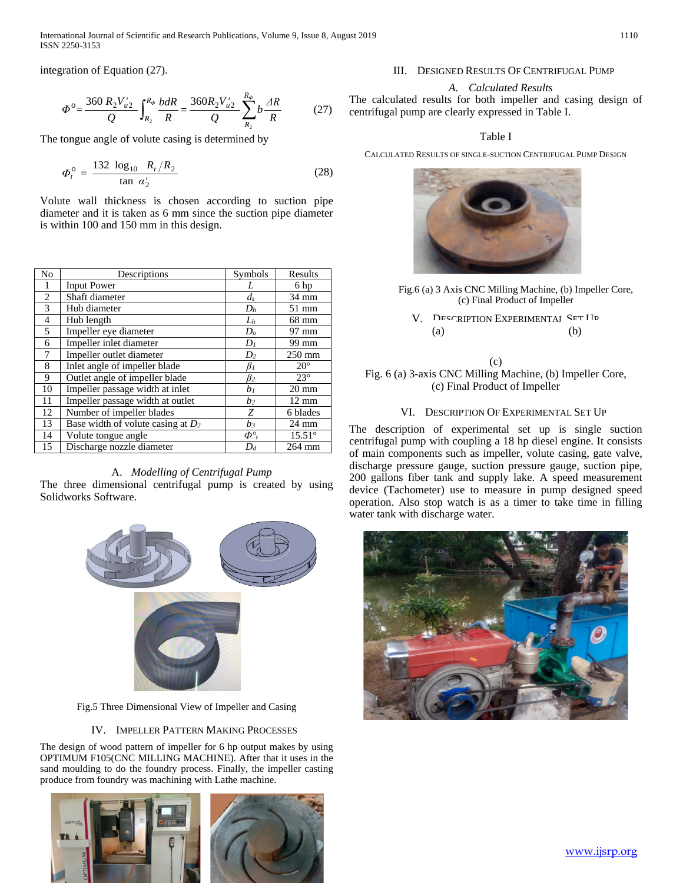integration of Equation (27).

$$\Phi^{o} = \frac{360\ R_2 V'_{u2}}{Q} \int_{R_2}^{R_\Phi} \frac{b dR}{R} = \frac{360 R_2 V'_{u2}}{Q} \sum_{R_2}^{R_\Phi} b \frac{\Delta R}{R} \tag{27}$$

The tongue angle of volute casing is determined by

$$\Phi_t^{o} = \frac{132\ \log_{10}\ R_t / R_2}{\tan\ \alpha'_2} \tag{28}$$

Volute wall thickness is chosen according to suction pipe diameter and it is taken as 6 mm since the suction pipe diameter is within 100 and 150 mm in this design.

| No | Descriptions | Symbols | Results |
|---|---|---|---|
| 1 | Input Power | $L$ | 6 hp |
| 2 | Shaft diameter | $d_s$ | 34 mm |
| 3 | Hub diameter | $D_h$ | 51 mm |
| 4 | Hub length | $L_h$ | 68 mm |
| 5 | Impeller eye diameter | $D_o$ | 97 mm |
| 6 | Impeller inlet diameter | $D_1$ | 99 mm |
| 7 | Impeller outlet diameter | $D_2$ | 250 mm |
| 8 | Inlet angle of impeller blade | $\beta_1$ | 20° |
| 9 | Outlet angle of impeller blade | $\beta_2$ | 23° |
| 10 | Impeller passage width at inlet | $b_1$ | 20 mm |
| 11 | Impeller passage width at outlet | $b_2$ | 12 mm |
| 12 | Number of impeller blades | $Z$ | 6 blades |
| 13 | Base width of volute casing at $D_2$ | $b_3$ | 24 mm |
| 14 | Volute tongue angle | $\Phi^{o}_t$ | 15.51° |
| 15 | Discharge nozzle diameter | $D_d$ | 264 mm |

### A. *Modelling of Centrifugal Pump*

The three dimensional centrifugal pump is created by using Solidworks Software.

Fig.5 Three Dimensional View of Impeller and Casing

## IV. Impeller Pattern Making Processes

The design of wood pattern of impeller for 6 hp output makes by using OPTIMUM F105(CNC MILLING MACHINE). After that it uses in the sand moulding to do the foundry process. Finally, the impeller casting produce from foundry was machining with Lathe machine.

## III. Designed Results Of Centrifugal Pump

### A. *Calculated Results*

The calculated results for both impeller and casing design of centrifugal pump are clearly expressed in Table I.

Table I

Calculated Results of Single-Suction Centrifugal Pump Design

Fig.6 (a) 3 Axis CNC Milling Machine, (b) Impeller Core, (c) Final Product of Impeller

## V. Description Experimental Set Up

(a) (b)

(c)

Fig. 6 (a) 3-axis CNC Milling Machine, (b) Impeller Core, (c) Final Product of Impeller

## VI. Description Of Experimental Set Up

The description of experimental set up is single suction centrifugal pump with coupling a 18 hp diesel engine. It consists of main components such as impeller, volute casing, gate valve, discharge pressure gauge, suction pressure gauge, suction pipe, 200 gallons fiber tank and supply lake. A speed measurement device (Tachometer) use to measure in pump designed speed operation. Also stop watch is as a timer to take time in filling water tank with discharge water.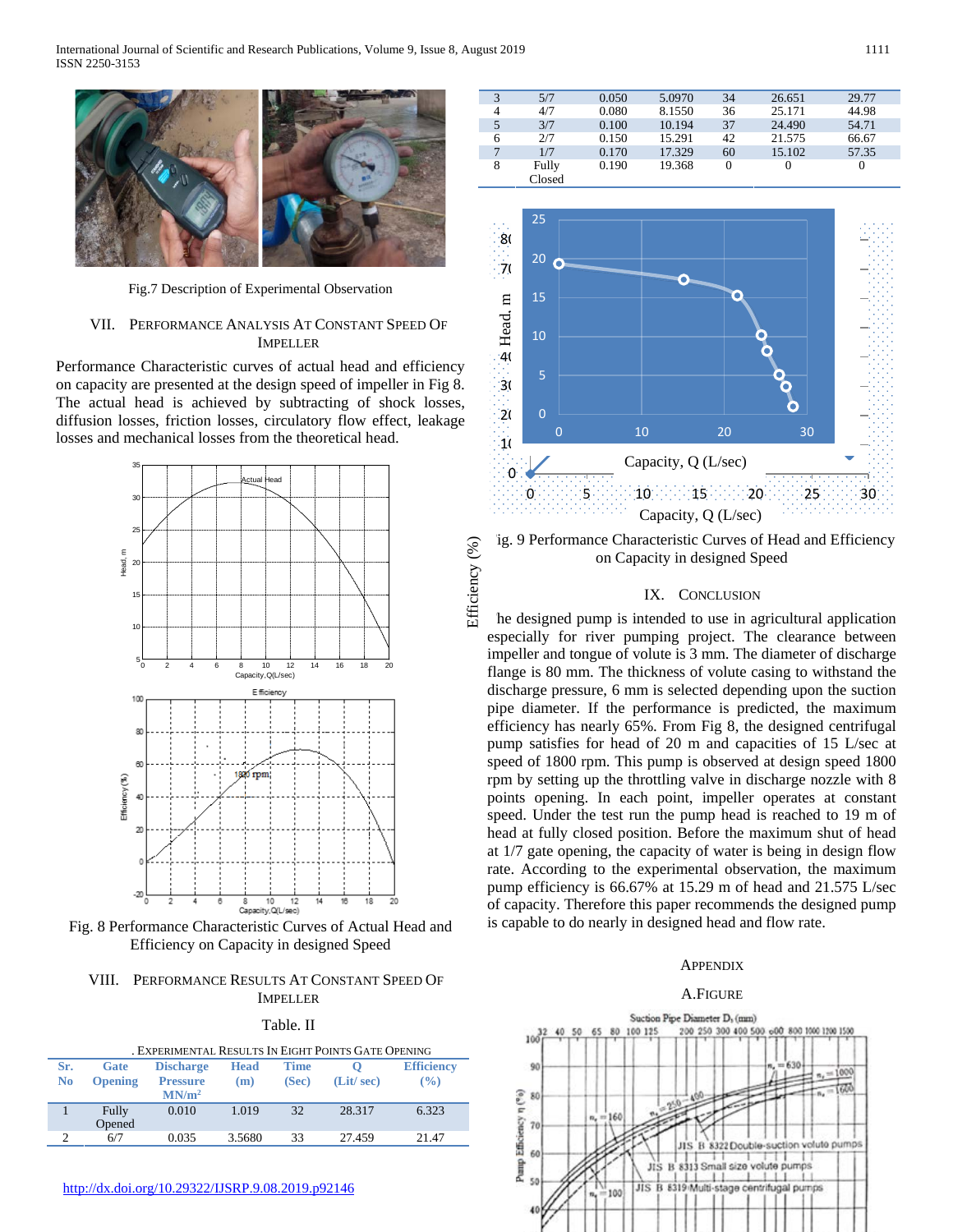Fig.7 Description of Experimental Observation

## VII. Performance Analysis At Constant Speed Of Impeller

Performance Characteristic curves of actual head and efficiency on capacity are presented at the design speed of impeller in Fig 8. The actual head is achieved by subtracting of shock losses, diffusion losses, friction losses, circulatory flow effect, leakage losses and mechanical losses from the theoretical head.

Fig. 8 Performance Characteristic Curves of Actual Head and Efficiency on Capacity in designed Speed

## VIII. Performance Results At Constant Speed Of Impeller

Table. II

. Experimental Results In Eight Points Gate Opening

| Sr. No | Gate Opening | Discharge Pressure MN/m² | Head (m) | Time (Sec) | Q (Lit/ sec) | Efficiency (%) |
|---|---|---|---|---|---|---|
| 1 | Fully Opened | 0.010 | 1.019 | 32 | 28.317 | 6.323 |
| 2 | 6/7 | 0.035 | 3.5680 | 33 | 27.459 | 21.47 |
| 3 | 5/7 | 0.050 | 5.0970 | 34 | 26.651 | 29.77 |
| 4 | 4/7 | 0.080 | 8.1550 | 36 | 25.171 | 44.98 |
| 5 | 3/7 | 0.100 | 10.194 | 37 | 24.490 | 54.71 |
| 6 | 2/7 | 0.150 | 15.291 | 42 | 21.575 | 66.67 |
| 7 | 1/7 | 0.170 | 17.329 | 60 | 15.102 | 57.35 |
| 8 | Fully Closed | 0.190 | 19.368 | 0 | 0 | 0 |

ig. 9 Performance Characteristic Curves of Head and Efficiency on Capacity in designed Speed

## IX. Conclusion

he designed pump is intended to use in agricultural application especially for river pumping project. The clearance between impeller and tongue of volute is 3 mm. The diameter of discharge flange is 80 mm. The thickness of volute casing to withstand the discharge pressure, 6 mm is selected depending upon the suction pipe diameter. If the performance is predicted, the maximum efficiency has nearly 65%. From Fig 8, the designed centrifugal pump satisfies for head of 20 m and capacities of 15 L/sec at speed of 1800 rpm. This pump is observed at design speed 1800 rpm by setting up the throttling valve in discharge nozzle with 8 points opening. In each point, impeller operates at constant speed. Under the test run the pump head is reached to 19 m of head at fully closed position. Before the maximum shut of head at 1/7 gate opening, the capacity of water is being in design flow rate. According to the experimental observation, the maximum pump efficiency is 66.67% at 15.29 m of head and 21.575 L/sec of capacity. Therefore this paper recommends the designed pump is capable to do nearly in designed head and flow rate.

## Appendix

### A. Figure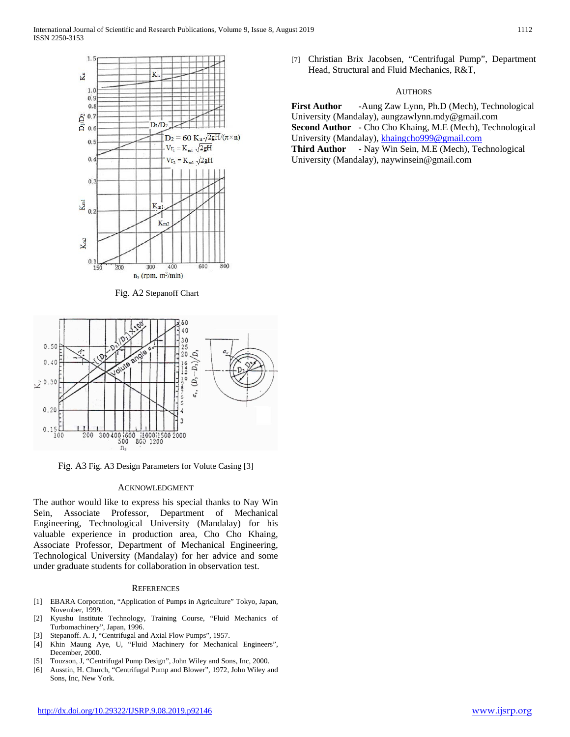1.5

$K_u$

$K_u$

1.0

0.9

0.8

0.7

$D_1/D_2$

0.6

0.5

0.4

0.3

$K_{m1}$

0.2

$K_{m2}$

0.1

$D_1/D_2$

$D_2 = 60\, K_u \sqrt{2gH}/(\pi \times n)$

$Vr_1 = K_{m1}\sqrt{2gH}$

$Vr_2 = K_{m1}\sqrt{2gH}$

$K_{m1}$

$K_{m2}$

150 200 300 400 600 800

$n_s$ (rpm, $m^3$/min)

Fig. A2 Stepanoff Chart

0.50

0.40

$K_v$ 0.30

0.20

0.15

100 200 300 400 600 1000 1500 2000

500 800 1200

$n_s$

$[(D_3-D_2)/D_2] \times 100$

Volute angle $\alpha_v$

60 40 30 25 20 16 14 12 10 9 8 7 6 5 4 3

$\alpha_v$, $(D_3 - D_2)/D_2$

$\alpha_v$

$D_3$

$D_2$

Fig. A3 Fig. A3 Design Parameters for Volute Casing [3]

## Acknowledgment

The author would like to express his special thanks to Nay Win Sein, Associate Professor, Department of Mechanical Engineering, Technological University (Mandalay) for his valuable experience in production area, Cho Cho Khaing, Associate Professor, Department of Mechanical Engineering, Technological University (Mandalay) for her advice and some under graduate students for collaboration in observation test.

## References

[1] EBARA Corporation, "Application of Pumps in Agriculture" Tokyo, Japan, November, 1999.

[2] Kyushu Institute Technology, Training Course, "Fluid Mechanics of Turbomachinery", Japan, 1996.

[3] Stepanoff. A. J, "Centrifugal and Axial Flow Pumps", 1957.

[4] Khin Maung Aye, U, "Fluid Machinery for Mechanical Engineers", December, 2000.

[5] Touzson, J, "Centrifugal Pump Design", John Wiley and Sons, Inc, 2000.

[6] Ausstin, H. Church, "Centrifugal Pump and Blower", 1972, John Wiley and Sons, Inc, New York.

[7] Christian Brix Jacobsen, "Centrifugal Pump", Department Head, Structural and Fluid Mechanics, R&T,

## Authors

**First Author** -Aung Zaw Lynn, Ph.D (Mech), Technological University (Mandalay), aungzawlynn.mdy@gmail.com

**Second Author** - Cho Cho Khaing, M.E (Mech), Technological University (Mandalay), khaingcho999@gmail.com

**Third Author** - Nay Win Sein, M.E (Mech), Technological University (Mandalay), naywinsein@gmail.com